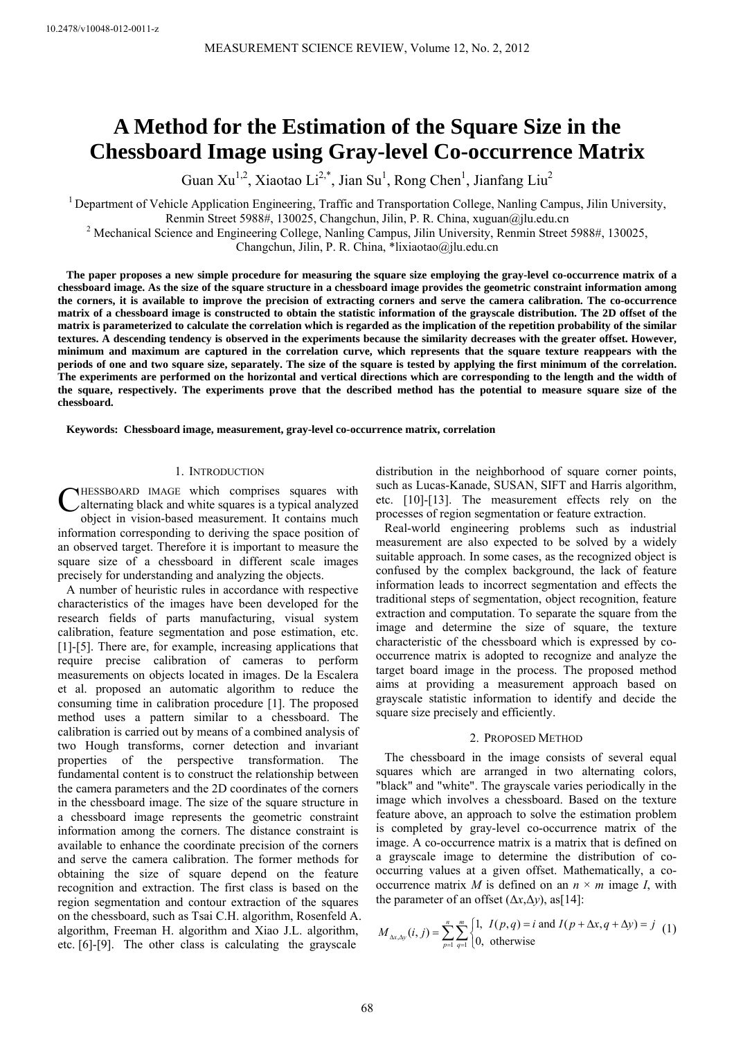# A Method for the Estimation of the Square Size in the Chessboard Image using Gray-level Co-occurrence Matrix

Guan Xu[1,2], Xiaotao Li[2,*], Jian Su[1], Rong Chen[1], Jianfang Liu[2]

[1] Department of Vehicle Application Engineering, Traffic and Transportation College, Nanling Campus, Jilin University, Renmin Street 5988#, 130025, Changchun, Jilin, P. R. China, xuguan@jlu.edu.cn

[2] Mechanical Science and Engineering College, Nanling Campus, Jilin University, Renmin Street 5988#, 130025, Changchun, Jilin, P. R. China, *lixiaotao@jlu.edu.cn

**The paper proposes a new simple procedure for measuring the square size employing the gray-level co-occurrence matrix of a chessboard image. As the size of the square structure in a chessboard image provides the geometric constraint information among the corners, it is available to improve the precision of extracting corners and serve the camera calibration. The co-occurrence matrix of a chessboard image is constructed to obtain the statistic information of the grayscale distribution. The 2D offset of the matrix is parameterized to calculate the correlation which is regarded as the implication of the repetition probability of the similar textures. A descending tendency is observed in the experiments because the similarity decreases with the greater offset. However, minimum and maximum are captured in the correlation curve, which represents that the square texture reappears with the periods of one and two square size, separately. The size of the square is tested by applying the first minimum of the correlation. The experiments are performed on the horizontal and vertical directions which are corresponding to the length and the width of the square, respectively. The experiments prove that the described method has the potential to measure square size of the chessboard.**

**Keywords: Chessboard image, measurement, gray-level co-occurrence matrix, correlation**

## 1. Introduction

Chessboard image which comprises squares with alternating black and white squares is a typical analyzed object in vision-based measurement. It contains much information corresponding to deriving the space position of an observed target. Therefore it is important to measure the square size of a chessboard in different scale images precisely for understanding and analyzing the objects.

A number of heuristic rules in accordance with respective characteristics of the images have been developed for the research fields of parts manufacturing, visual system calibration, feature segmentation and pose estimation, etc. [1]-[5]. There are, for example, increasing applications that require precise calibration of cameras to perform measurements on objects located in images. De la Escalera et al. proposed an automatic algorithm to reduce the consuming time in calibration procedure [1]. The proposed method uses a pattern similar to a chessboard. The calibration is carried out by means of a combined analysis of two Hough transforms, corner detection and invariant properties of the perspective transformation. The fundamental content is to construct the relationship between the camera parameters and the 2D coordinates of the corners in the chessboard image. The size of the square structure in a chessboard image represents the geometric constraint information among the corners. The distance constraint is available to enhance the coordinate precision of the corners and serve the camera calibration. The former methods for obtaining the size of square depend on the feature recognition and extraction. The first class is based on the region segmentation and contour extraction of the squares on the chessboard, such as Tsai C.H. algorithm, Rosenfeld A. algorithm, Freeman H. algorithm and Xiao J.L. algorithm, etc. [6]-[9]. The other class is calculating the grayscale distribution in the neighborhood of square corner points, such as Lucas-Kanade, SUSAN, SIFT and Harris algorithm, etc. [10]-[13]. The measurement effects rely on the processes of region segmentation or feature extraction.

Real-world engineering problems such as industrial measurement are also expected to be solved by a widely suitable approach. In some cases, as the recognized object is confused by the complex background, the lack of feature information leads to incorrect segmentation and effects the traditional steps of segmentation, object recognition, feature extraction and computation. To separate the square from the image and determine the size of square, the texture characteristic of the chessboard which is expressed by co-occurrence matrix is adopted to recognize and analyze the target board image in the process. The proposed method aims at providing a measurement approach based on grayscale statistic information to identify and decide the square size precisely and efficiently.

## 2. Proposed Method

The chessboard in the image consists of several equal squares which are arranged in two alternating colors, "black" and "white". The grayscale varies periodically in the image which involves a chessboard. Based on the texture feature above, an approach to solve the estimation problem is completed by gray-level co-occurrence matrix of the image. A co-occurrence matrix is a matrix that is defined on a grayscale image to determine the distribution of co-occurring values at a given offset. Mathematically, a co-occurrence matrix $M$ is defined on an $n \times m$ image $I$, with the parameter of an offset $(\Delta x, \Delta y)$, as[14]:

$$M_{\Delta x,\Delta y}(i,j) = \sum_{p=1}^{n}\sum_{q=1}^{m}\begin{cases}1, & I(p,q)=i \text{ and } I(p+\Delta x, q+\Delta y)=j \\ 0, & \text{otherwise}\end{cases} \quad (1)$$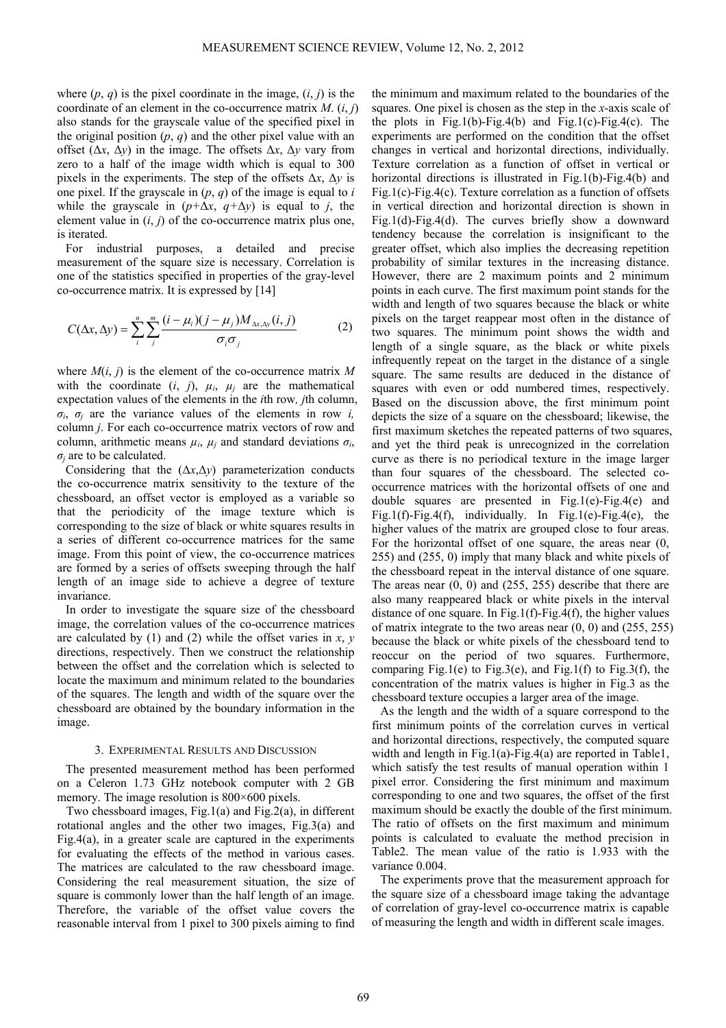where $(p, q)$ is the pixel coordinate in the image, $(i, j)$ is the coordinate of an element in the co-occurrence matrix $M$. $(i, j)$ also stands for the grayscale value of the specified pixel in the original position $(p, q)$ and the other pixel value with an offset $(\Delta x, \Delta y)$ in the image. The offsets $\Delta x$, $\Delta y$ vary from zero to a half of the image width which is equal to 300 pixels in the experiments. The step of the offsets $\Delta x$, $\Delta y$ is one pixel. If the grayscale in $(p, q)$ of the image is equal to $i$ while the grayscale in $(p+\Delta x, q+\Delta y)$ is equal to $j$, the element value in $(i, j)$ of the co-occurrence matrix plus one, is iterated.

For industrial purposes, a detailed and precise measurement of the square size is necessary. Correlation is one of the statistics specified in properties of the gray-level co-occurrence matrix. It is expressed by [14]

$$C(\Delta x, \Delta y) = \sum_{i}^{n} \sum_{j}^{m} \frac{(i - \mu_i)(j - \mu_j) M_{\Delta x, \Delta y}(i, j)}{\sigma_i \sigma_j} \quad (2)$$

where $M(i, j)$ is the element of the co-occurrence matrix $M$ with the coordinate $(i, j)$, $\mu_i$, $\mu_j$ are the mathematical expectation values of the elements in the $i$th row, $j$th column, $\sigma_i$, $\sigma_j$ are the variance values of the elements in row $i$, column $j$. For each co-occurrence matrix vectors of row and column, arithmetic means $\mu_i$, $\mu_j$ and standard deviations $\sigma_i$, $\sigma_j$ are to be calculated.

Considering that the $(\Delta x, \Delta y)$ parameterization conducts the co-occurrence matrix sensitivity to the texture of the chessboard, an offset vector is employed as a variable so that the periodicity of the image texture which is corresponding to the size of black or white squares results in a series of different co-occurrence matrices for the same image. From this point of view, the co-occurrence matrices are formed by a series of offsets sweeping through the half length of an image side to achieve a degree of texture invariance.

In order to investigate the square size of the chessboard image, the correlation values of the co-occurrence matrices are calculated by (1) and (2) while the offset varies in $x$, $y$ directions, respectively. Then we construct the relationship between the offset and the correlation which is selected to locate the maximum and minimum related to the boundaries of the squares. The length and width of the square over the chessboard are obtained by the boundary information in the image.

## 3. Experimental Results and Discussion

The presented measurement method has been performed on a Celeron 1.73 GHz notebook computer with 2 GB memory. The image resolution is 800×600 pixels.

Two chessboard images, Fig.1(a) and Fig.2(a), in different rotational angles and the other two images, Fig.3(a) and Fig.4(a), in a greater scale are captured in the experiments for evaluating the effects of the method in various cases. The matrices are calculated to the raw chessboard image. Considering the real measurement situation, the size of square is commonly lower than the half length of an image. Therefore, the variable of the offset value covers the reasonable interval from 1 pixel to 300 pixels aiming to find the minimum and maximum related to the boundaries of the squares. One pixel is chosen as the step in the $x$-axis scale of the plots in Fig.1(b)-Fig.4(b) and Fig.1(c)-Fig.4(c). The experiments are performed on the condition that the offset changes in vertical and horizontal directions, individually. Texture correlation as a function of offset in vertical or horizontal directions is illustrated in Fig.1(b)-Fig.4(b) and Fig.1(c)-Fig.4(c). Texture correlation as a function of offsets in vertical direction and horizontal direction is shown in Fig.1(d)-Fig.4(d). The curves briefly show a downward tendency because the correlation is insignificant to the greater offset, which also implies the decreasing repetition probability of similar textures in the increasing distance. However, there are 2 maximum points and 2 minimum points in each curve. The first maximum point stands for the width and length of two squares because the black or white pixels on the target reappear most often in the distance of two squares. The minimum point shows the width and length of a single square, as the black or white pixels infrequently repeat on the target in the distance of a single square. The same results are deduced in the distance of squares with even or odd numbered times, respectively. Based on the discussion above, the first minimum point depicts the size of a square on the chessboard; likewise, the first maximum sketches the repeated patterns of two squares, and yet the third peak is unrecognized in the correlation curve as there is no periodical texture in the image larger than four squares of the chessboard. The selected co-occurrence matrices with the horizontal offsets of one and double squares are presented in Fig.1(e)-Fig.4(e) and Fig.1(f)-Fig.4(f), individually. In Fig.1(e)-Fig.4(e), the higher values of the matrix are grouped close to four areas. For the horizontal offset of one square, the areas near (0, 255) and (255, 0) imply that many black and white pixels of the chessboard repeat in the interval distance of one square. The areas near (0, 0) and (255, 255) describe that there are also many reappeared black or white pixels in the interval distance of one square. In Fig.1(f)-Fig.4(f), the higher values of matrix integrate to the two areas near (0, 0) and (255, 255) because the black or white pixels of the chessboard tend to reoccur on the period of two squares. Furthermore, comparing Fig.1(e) to Fig.3(e), and Fig.1(f) to Fig.3(f), the concentration of the matrix values is higher in Fig.3 as the chessboard texture occupies a larger area of the image.

As the length and the width of a square correspond to the first minimum points of the correlation curves in vertical and horizontal directions, respectively, the computed square width and length in Fig.1(a)-Fig.4(a) are reported in Table1, which satisfy the test results of manual operation within 1 pixel error. Considering the first minimum and maximum corresponding to one and two squares, the offset of the first maximum should be exactly the double of the first minimum. The ratio of offsets on the first maximum and minimum points is calculated to evaluate the method precision in Table2. The mean value of the ratio is 1.933 with the variance 0.004.

The experiments prove that the measurement approach for the square size of a chessboard image taking the advantage of correlation of gray-level co-occurrence matrix is capable of measuring the length and width in different scale images.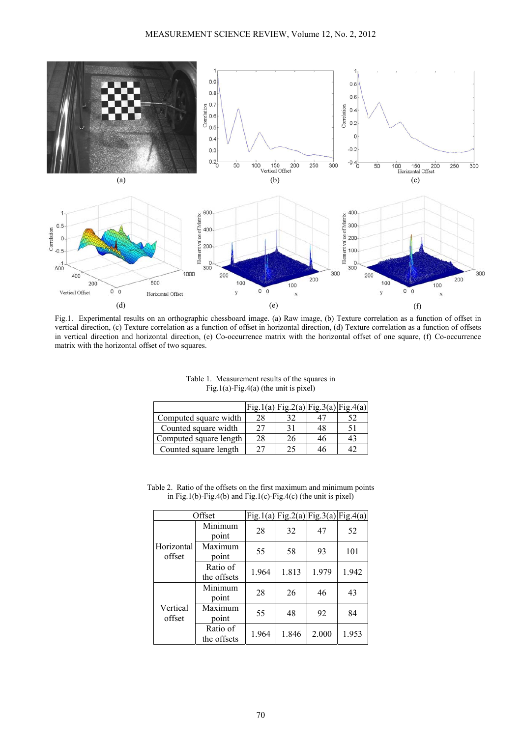Fig.1. Experimental results on an orthographic chessboard image. (a) Raw image, (b) Texture correlation as a function of offset in vertical direction, (c) Texture correlation as a function of offset in horizontal direction, (d) Texture correlation as a function of offsets in vertical direction and horizontal direction, (e) Co-occurrence matrix with the horizontal offset of one square, (f) Co-occurrence matrix with the horizontal offset of two squares.

Table 1. Measurement results of the squares in Fig.1(a)-Fig.4(a) (the unit is pixel)

| | Fig.1(a) | Fig.2(a) | Fig.3(a) | Fig.4(a) |
|---|---|---|---|---|
| Computed square width | 28 | 32 | 47 | 52 |
| Counted square width | 27 | 31 | 48 | 51 |
| Computed square length | 28 | 26 | 46 | 43 |
| Counted square length | 27 | 25 | 46 | 42 |

Table 2. Ratio of the offsets on the first maximum and minimum points in Fig.1(b)-Fig.4(b) and Fig.1(c)-Fig.4(c) (the unit is pixel)

| Offset | | Fig.1(a) | Fig.2(a) | Fig.3(a) | Fig.4(a) |
|---|---|---|---|---|---|
| Horizontal offset | Minimum point | 28 | 32 | 47 | 52 |
| | Maximum point | 55 | 58 | 93 | 101 |
| | Ratio of the offsets | 1.964 | 1.813 | 1.979 | 1.942 |
| Vertical offset | Minimum point | 28 | 26 | 46 | 43 |
| | Maximum point | 55 | 48 | 92 | 84 |
| | Ratio of the offsets | 1.964 | 1.846 | 2.000 | 1.953 |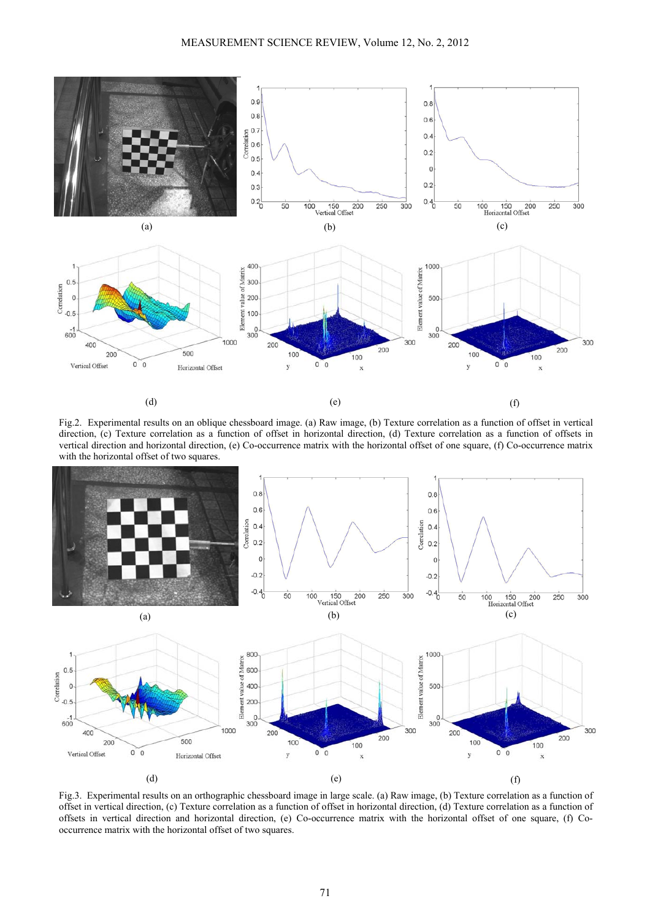Fig.2. Experimental results on an oblique chessboard image. (a) Raw image, (b) Texture correlation as a function of offset in vertical direction, (c) Texture correlation as a function of offset in horizontal direction, (d) Texture correlation as a function of offsets in vertical direction and horizontal direction, (e) Co-occurrence matrix with the horizontal offset of one square, (f) Co-occurrence matrix with the horizontal offset of two squares.

Fig.3. Experimental results on an orthographic chessboard image in large scale. (a) Raw image, (b) Texture correlation as a function of offset in vertical direction, (c) Texture correlation as a function of offset in horizontal direction, (d) Texture correlation as a function of offsets in vertical direction and horizontal direction, (e) Co-occurrence matrix with the horizontal offset of one square, (f) Co-occurrence matrix with the horizontal offset of two squares.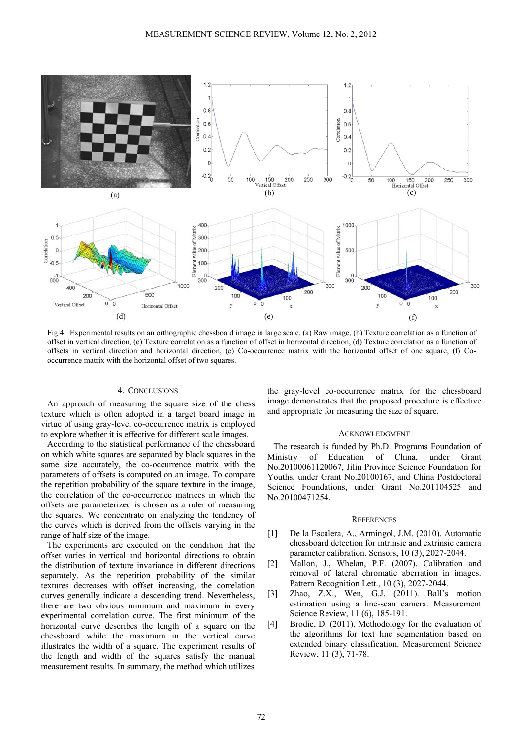(a)

Correlation
1.2
1
0.8
0.6
0.4
0.2
0
-0.2
0 50 100 150 200 250 300
Vertical Offset

(b)

Correlation
1.2
1
0.8
0.6
0.4
0.2
0
-0.2
0 50 100 150 200 250 300
Horizontal Offset

(c)

Correlation
1
0.5
0
-0.5
-1
600 400 200 0 0 500 1000
Vertical Offset
Horizontal Offset

(d)

Element value of Matrix
400
300
200
100
0
300 200 100 0 0 100 200 300
y
x

(e)

Element value of Matrix
1000
500
0
300 200 100 0 0 100 200 300
y
x

(f)

Fig.4. Experimental results on an orthographic chessboard image in large scale. (a) Raw image, (b) Texture correlation as a function of offset in vertical direction, (c) Texture correlation as a function of offset in horizontal direction, (d) Texture correlation as a function of offsets in vertical direction and horizontal direction, (e) Co-occurrence matrix with the horizontal offset of one square, (f) Co-occurrence matrix with the horizontal offset of two squares.

## 4. CONCLUSIONS

An approach of measuring the square size of the chess texture which is often adopted in a target board image in virtue of using gray-level co-occurrence matrix is employed to explore whether it is effective for different scale images.

According to the statistical performance of the chessboard on which white squares are separated by black squares in the same size accurately, the co-occurrence matrix with the parameters of offsets is computed on an image. To compare the repetition probability of the square texture in the image, the correlation of the co-occurrence matrices in which the offsets are parameterized is chosen as a ruler of measuring the squares. We concentrate on analyzing the tendency of the curves which is derived from the offsets varying in the range of half size of the image.

The experiments are executed on the condition that the offset varies in vertical and horizontal directions to obtain the distribution of texture invariance in different directions separately. As the repetition probability of the similar textures decreases with offset increasing, the correlation curves generally indicate a descending trend. Nevertheless, there are two obvious minimum and maximum in every experimental correlation curve. The first minimum of the horizontal curve describes the length of a square on the chessboard while the maximum in the vertical curve illustrates the width of a square. The experiment results of the length and width of the squares satisfy the manual measurement results. In summary, the method which utilizes the gray-level co-occurrence matrix for the chessboard image demonstrates that the proposed procedure is effective and appropriate for measuring the size of square.

## ACKNOWLEDGMENT

The research is funded by Ph.D. Programs Foundation of Ministry of Education of China, under Grant No.20100061120067, Jilin Province Science Foundation for Youths, under Grant No.20100167, and China Postdoctoral Science Foundations, under Grant No.201104525 and No.20100471254.

## REFERENCES

[1] De la Escalera, A., Armingol, J.M. (2010). Automatic chessboard detection for intrinsic and extrinsic camera parameter calibration. Sensors, 10 (3), 2027-2044.

[2] Mallon, J., Whelan, P.F. (2007). Calibration and removal of lateral chromatic aberration in images. Pattern Recognition Lett., 10 (3), 2027-2044.

[3] Zhao, Z.X., Wen, G.J. (2011). Ball's motion estimation using a line-scan camera. Measurement Science Review, 11 (6), 185-191.

[4] Brodic, D. (2011). Methodology for the evaluation of the algorithms for text line segmentation based on extended binary classification. Measurement Science Review, 11 (3), 71-78.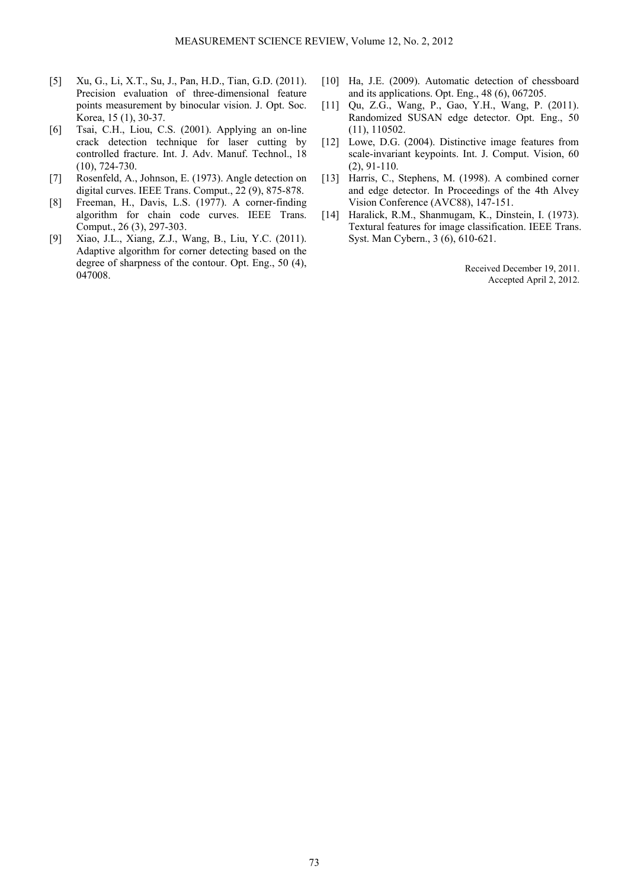[5] Xu, G., Li, X.T., Su, J., Pan, H.D., Tian, G.D. (2011). Precision evaluation of three-dimensional feature points measurement by binocular vision. J. Opt. Soc. Korea, 15 (1), 30-37.

[6] Tsai, C.H., Liou, C.S. (2001). Applying an on-line crack detection technique for laser cutting by controlled fracture. Int. J. Adv. Manuf. Technol., 18 (10), 724-730.

[7] Rosenfeld, A., Johnson, E. (1973). Angle detection on digital curves. IEEE Trans. Comput., 22 (9), 875-878.

[8] Freeman, H., Davis, L.S. (1977). A corner-finding algorithm for chain code curves. IEEE Trans. Comput., 26 (3), 297-303.

[9] Xiao, J.L., Xiang, Z.J., Wang, B., Liu, Y.C. (2011). Adaptive algorithm for corner detecting based on the degree of sharpness of the contour. Opt. Eng., 50 (4), 047008.

[10] Ha, J.E. (2009). Automatic detection of chessboard and its applications. Opt. Eng., 48 (6), 067205.

[11] Qu, Z.G., Wang, P., Gao, Y.H., Wang, P. (2011). Randomized SUSAN edge detector. Opt. Eng., 50 (11), 110502.

[12] Lowe, D.G. (2004). Distinctive image features from scale-invariant keypoints. Int. J. Comput. Vision, 60 (2), 91-110.

[13] Harris, C., Stephens, M. (1998). A combined corner and edge detector. In Proceedings of the 4th Alvey Vision Conference (AVC88), 147-151.

[14] Haralick, R.M., Shanmugam, K., Dinstein, I. (1973). Textural features for image classification. IEEE Trans. Syst. Man Cybern., 3 (6), 610-621.

Received December 19, 2011.
Accepted April 2, 2012.